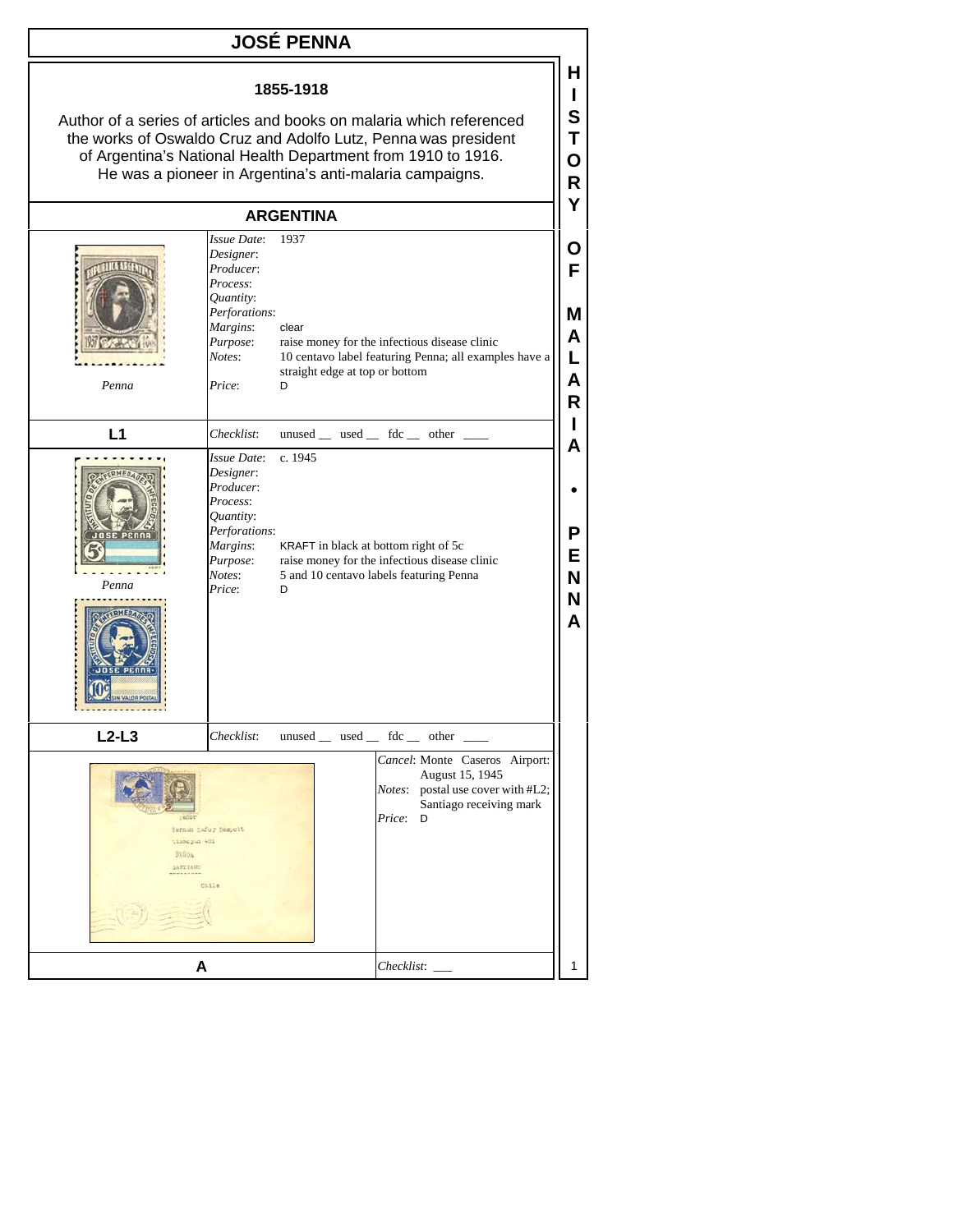# JOSÉ PENNA

**1855-1918**

Author of a series of articles and books on malaria which referenced the works of Oswaldo Cruz and Adolfo Lutz, Penna was president of Argentina's National Health Department from 1910 to 1916. He was a pioneer in Argentina's anti-malaria campaigns.

## ARGENTINA

Penna

*Issue Date*: 1937
*Designer*:
*Producer*:
*Process*:
*Quantity*:
*Perforations*:
*Margins*: clear
*Purpose*: raise money for the infectious disease clinic
*Notes*: 10 centavo label featuring Penna; all examples have a straight edge at top or bottom
*Price*: D

**L1** — *Checklist*: unused __ used __ fdc __ other ____

Penna

*Issue Date*: c. 1945
*Designer*:
*Producer*:
*Process*:
*Quantity*:
*Perforations*:
*Margins*: KRAFT in black at bottom right of 5c
*Purpose*: raise money for the infectious disease clinic
*Notes*: 5 and 10 centavo labels featuring Penna
*Price*: D

**L2-L3** — *Checklist*: unused __ used __ fdc __ other ____

*Cancel*: Monte Caseros Airport: August 15, 1945
*Notes*: postal use cover with #L2; Santiago receiving mark
*Price*: D

**A** — *Checklist*: ___

HISTORY OF MALARIA • PENNA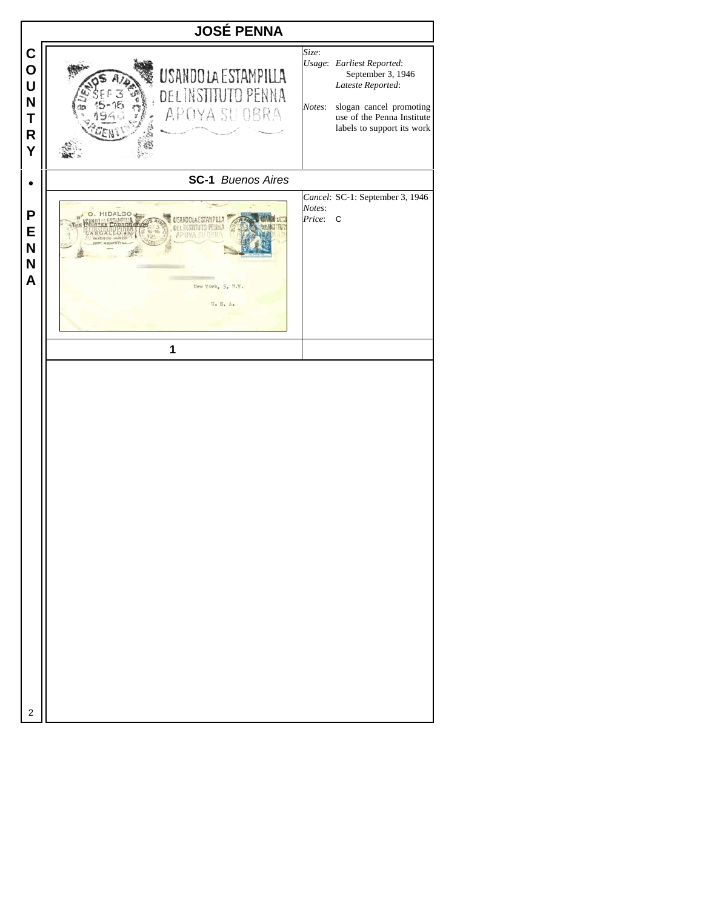# JOSÉ PENNA

COUNTRY • PENNA

| | |
|---|---|
| | *Size*: |
| | *Usage*: *Earliest Reported*: September 3, 1946 |
| | *Lateste Reported*: |
| | *Notes*: slogan cancel promoting use of the Penna Institute labels to support its work |

## SC-1 *Buenos Aires*

| | |
|---|---|
| | *Cancel*: SC-1: September 3, 1946 |
| | *Notes*: |
| | *Price*: C |
| **1** | |